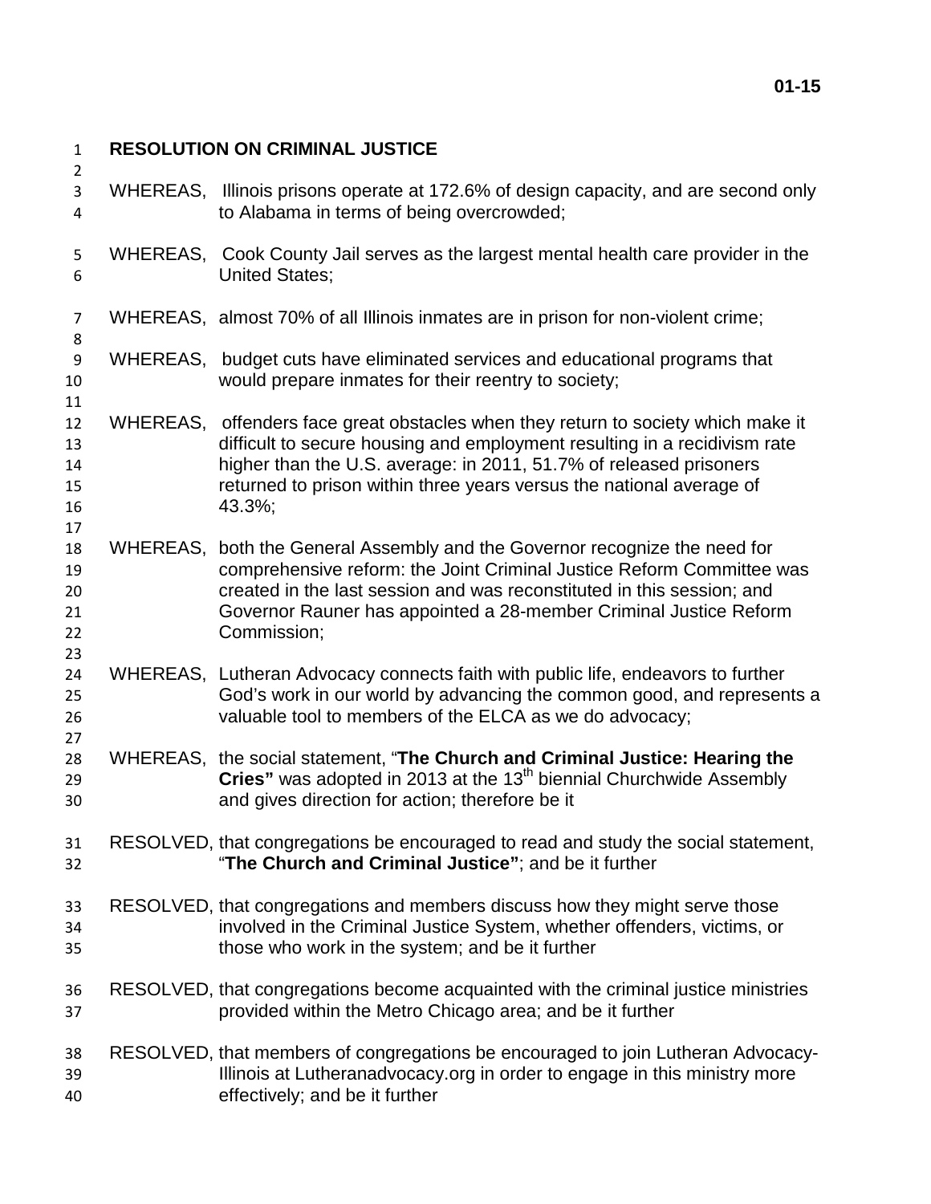01-15

# RESOLUTION ON CRIMINAL JUSTICE

WHEREAS, Illinois prisons operate at 172.6% of design capacity, and are second only to Alabama in terms of being overcrowded;

WHEREAS, Cook County Jail serves as the largest mental health care provider in the United States;

WHEREAS, almost 70% of all Illinois inmates are in prison for non-violent crime;

WHEREAS, budget cuts have eliminated services and educational programs that would prepare inmates for their reentry to society;

WHEREAS, offenders face great obstacles when they return to society which make it difficult to secure housing and employment resulting in a recidivism rate higher than the U.S. average: in 2011, 51.7% of released prisoners returned to prison within three years versus the national average of 43.3%;

WHEREAS, both the General Assembly and the Governor recognize the need for comprehensive reform: the Joint Criminal Justice Reform Committee was created in the last session and was reconstituted in this session; and Governor Rauner has appointed a 28-member Criminal Justice Reform Commission;

WHEREAS, Lutheran Advocacy connects faith with public life, endeavors to further God's work in our world by advancing the common good, and represents a valuable tool to members of the ELCA as we do advocacy;

WHEREAS, the social statement, "**The Church and Criminal Justice: Hearing the Cries"** was adopted in 2013 at the 13th biennial Churchwide Assembly and gives direction for action; therefore be it

RESOLVED, that congregations be encouraged to read and study the social statement, "**The Church and Criminal Justice"**; and be it further

RESOLVED, that congregations and members discuss how they might serve those involved in the Criminal Justice System, whether offenders, victims, or those who work in the system; and be it further

RESOLVED, that congregations become acquainted with the criminal justice ministries provided within the Metro Chicago area; and be it further

RESOLVED, that members of congregations be encouraged to join Lutheran Advocacy-Illinois at Lutheranadvocacy.org in order to engage in this ministry more effectively; and be it further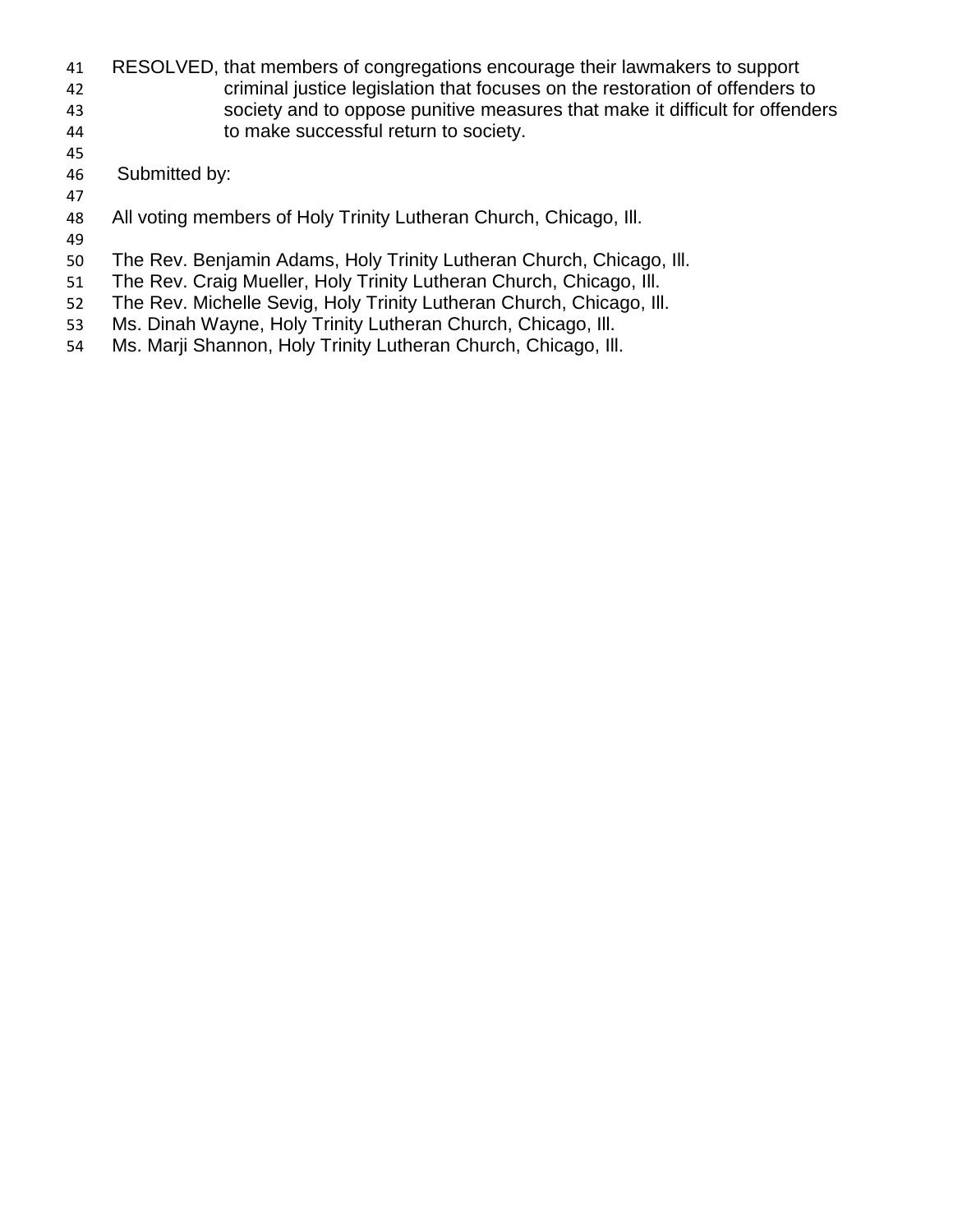RESOLVED, that members of congregations encourage their lawmakers to support criminal justice legislation that focuses on the restoration of offenders to society and to oppose punitive measures that make it difficult for offenders to make successful return to society.

Submitted by:

All voting members of Holy Trinity Lutheran Church, Chicago, Ill.

The Rev. Benjamin Adams, Holy Trinity Lutheran Church, Chicago, Ill.
The Rev. Craig Mueller, Holy Trinity Lutheran Church, Chicago, Ill.
The Rev. Michelle Sevig, Holy Trinity Lutheran Church, Chicago, Ill.
Ms. Dinah Wayne, Holy Trinity Lutheran Church, Chicago, Ill.
Ms. Marji Shannon, Holy Trinity Lutheran Church, Chicago, Ill.